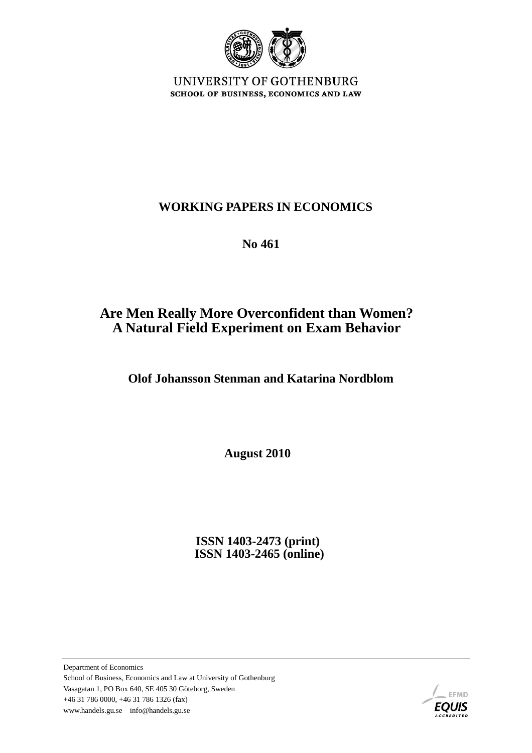UNIVERSITY OF GOTHENBURG

SCHOOL OF BUSINESS, ECONOMICS AND LAW

**WORKING PAPERS IN ECONOMICS**

**No 461**

# Are Men Really More Overconfident than Women? A Natural Field Experiment on Exam Behavior

**Olof Johansson Stenman and Katarina Nordblom**

**August 2010**

**ISSN 1403-2473 (print)**
**ISSN 1403-2465 (online)**

Department of Economics
School of Business, Economics and Law at University of Gothenburg
Vasagatan 1, PO Box 640, SE 405 30 Göteborg, Sweden
+46 31 786 0000, +46 31 786 1326 (fax)
www.handels.gu.se info@handels.gu.se

EFMD EQUIS ACCREDITED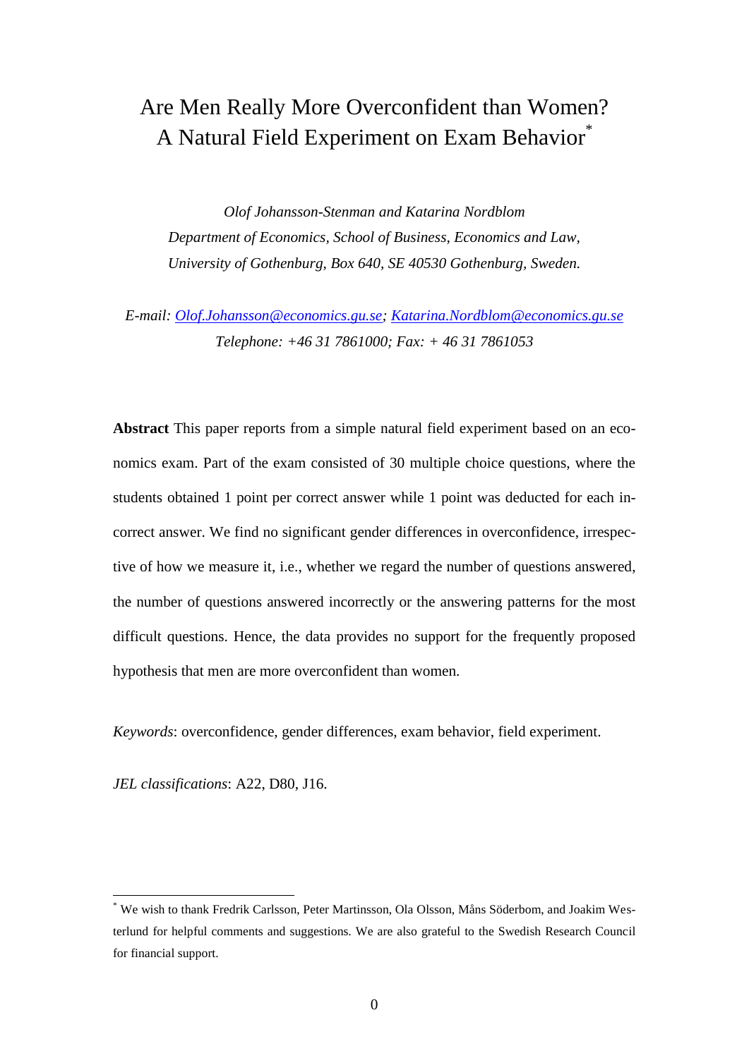# Are Men Really More Overconfident than Women? A Natural Field Experiment on Exam Behavior[*]

*Olof Johansson-Stenman and Katarina Nordblom*
*Department of Economics, School of Business, Economics and Law,*
*University of Gothenburg, Box 640, SE 40530 Gothenburg, Sweden.*

*E-mail: Olof.Johansson@economics.gu.se; Katarina.Nordblom@economics.gu.se*
*Telephone: +46 31 7861000; Fax: + 46 31 7861053*

**Abstract** This paper reports from a simple natural field experiment based on an economics exam. Part of the exam consisted of 30 multiple choice questions, where the students obtained 1 point per correct answer while 1 point was deducted for each incorrect answer. We find no significant gender differences in overconfidence, irrespective of how we measure it, i.e., whether we regard the number of questions answered, the number of questions answered incorrectly or the answering patterns for the most difficult questions. Hence, the data provides no support for the frequently proposed hypothesis that men are more overconfident than women.

*Keywords*: overconfidence, gender differences, exam behavior, field experiment.

*JEL classifications*: A22, D80, J16.

---

[*] We wish to thank Fredrik Carlsson, Peter Martinsson, Ola Olsson, Måns Söderbom, and Joakim Westerlund for helpful comments and suggestions. We are also grateful to the Swedish Research Council for financial support.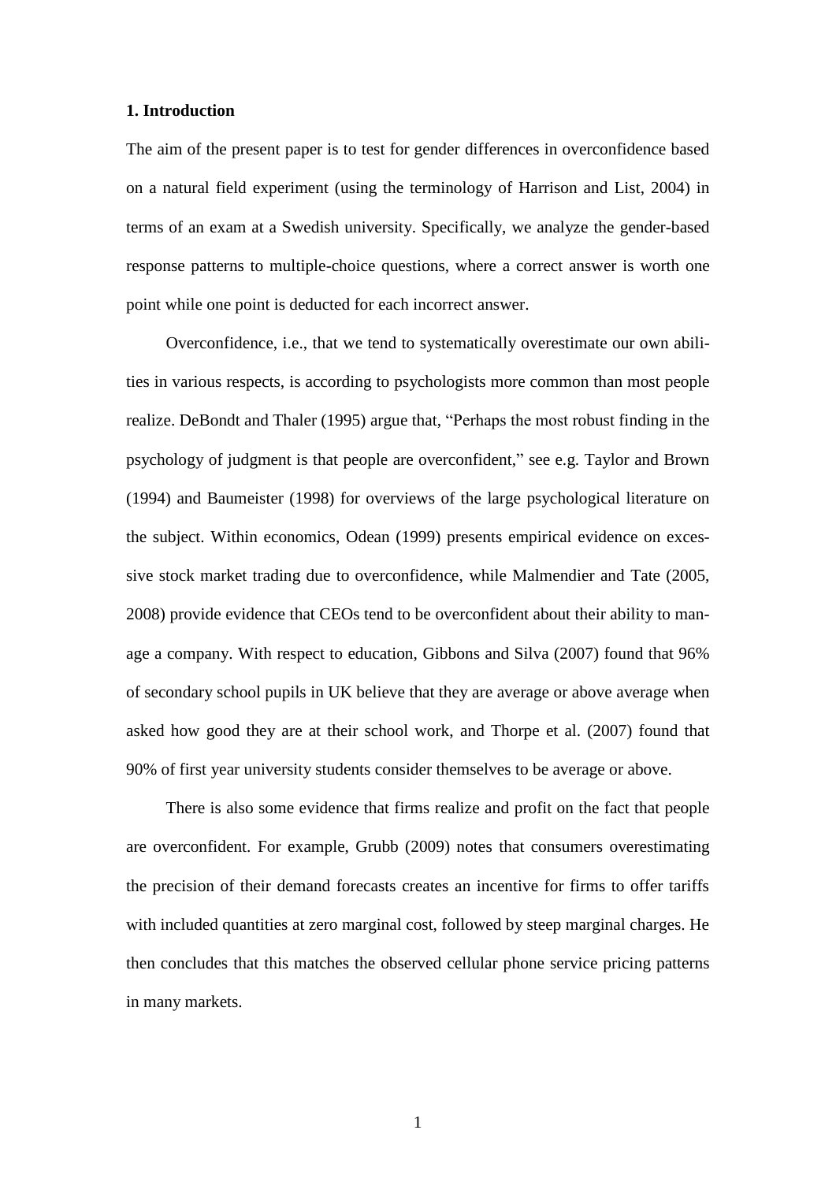## 1. Introduction

The aim of the present paper is to test for gender differences in overconfidence based on a natural field experiment (using the terminology of Harrison and List, 2004) in terms of an exam at a Swedish university. Specifically, we analyze the gender-based response patterns to multiple-choice questions, where a correct answer is worth one point while one point is deducted for each incorrect answer.

Overconfidence, i.e., that we tend to systematically overestimate our own abilities in various respects, is according to psychologists more common than most people realize. DeBondt and Thaler (1995) argue that, "Perhaps the most robust finding in the psychology of judgment is that people are overconfident," see e.g. Taylor and Brown (1994) and Baumeister (1998) for overviews of the large psychological literature on the subject. Within economics, Odean (1999) presents empirical evidence on excessive stock market trading due to overconfidence, while Malmendier and Tate (2005, 2008) provide evidence that CEOs tend to be overconfident about their ability to manage a company. With respect to education, Gibbons and Silva (2007) found that 96% of secondary school pupils in UK believe that they are average or above average when asked how good they are at their school work, and Thorpe et al. (2007) found that 90% of first year university students consider themselves to be average or above.

There is also some evidence that firms realize and profit on the fact that people are overconfident. For example, Grubb (2009) notes that consumers overestimating the precision of their demand forecasts creates an incentive for firms to offer tariffs with included quantities at zero marginal cost, followed by steep marginal charges. He then concludes that this matches the observed cellular phone service pricing patterns in many markets.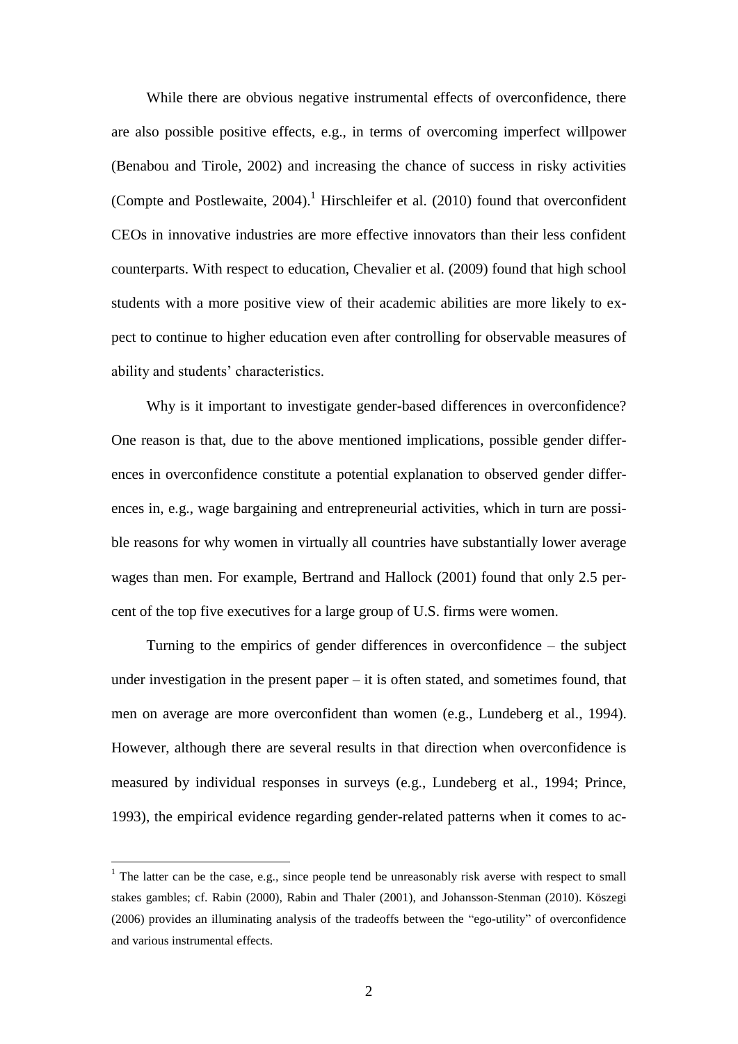While there are obvious negative instrumental effects of overconfidence, there are also possible positive effects, e.g., in terms of overcoming imperfect willpower (Benabou and Tirole, 2002) and increasing the chance of success in risky activities (Compte and Postlewaite, 2004).[1] Hirschleifer et al. (2010) found that overconfident CEOs in innovative industries are more effective innovators than their less confident counterparts. With respect to education, Chevalier et al. (2009) found that high school students with a more positive view of their academic abilities are more likely to expect to continue to higher education even after controlling for observable measures of ability and students' characteristics.

Why is it important to investigate gender-based differences in overconfidence? One reason is that, due to the above mentioned implications, possible gender differences in overconfidence constitute a potential explanation to observed gender differences in, e.g., wage bargaining and entrepreneurial activities, which in turn are possible reasons for why women in virtually all countries have substantially lower average wages than men. For example, Bertrand and Hallock (2001) found that only 2.5 percent of the top five executives for a large group of U.S. firms were women.

Turning to the empirics of gender differences in overconfidence – the subject under investigation in the present paper – it is often stated, and sometimes found, that men on average are more overconfident than women (e.g., Lundeberg et al., 1994). However, although there are several results in that direction when overconfidence is measured by individual responses in surveys (e.g., Lundeberg et al., 1994; Prince, 1993), the empirical evidence regarding gender-related patterns when it comes to ac-

[1] The latter can be the case, e.g., since people tend be unreasonably risk averse with respect to small stakes gambles; cf. Rabin (2000), Rabin and Thaler (2001), and Johansson-Stenman (2010). Köszegi (2006) provides an illuminating analysis of the tradeoffs between the "ego-utility" of overconfidence and various instrumental effects.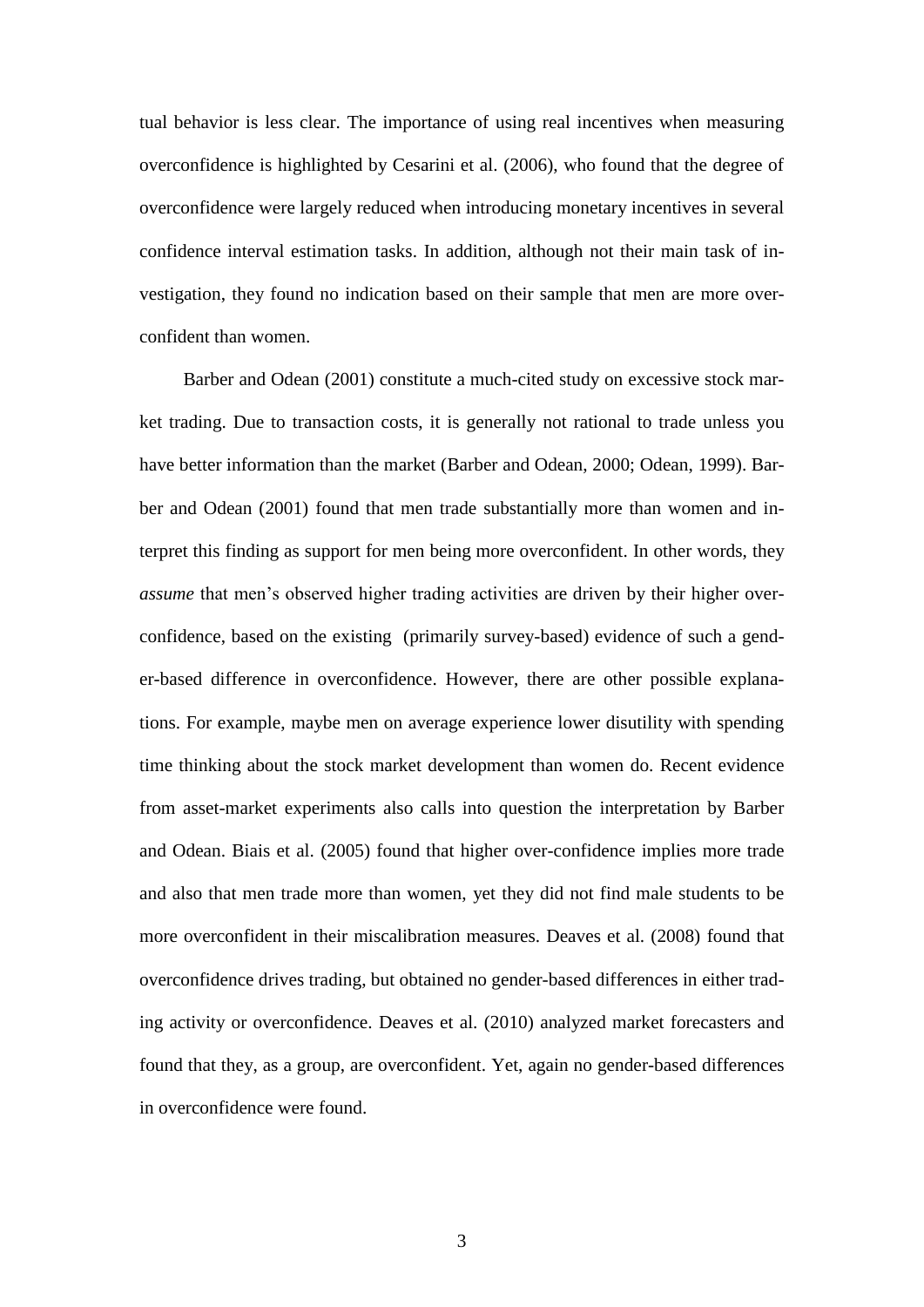tual behavior is less clear. The importance of using real incentives when measuring overconfidence is highlighted by Cesarini et al. (2006), who found that the degree of overconfidence were largely reduced when introducing monetary incentives in several confidence interval estimation tasks. In addition, although not their main task of investigation, they found no indication based on their sample that men are more overconfident than women.

Barber and Odean (2001) constitute a much-cited study on excessive stock market trading. Due to transaction costs, it is generally not rational to trade unless you have better information than the market (Barber and Odean, 2000; Odean, 1999). Barber and Odean (2001) found that men trade substantially more than women and interpret this finding as support for men being more overconfident. In other words, they *assume* that men's observed higher trading activities are driven by their higher overconfidence, based on the existing (primarily survey-based) evidence of such a gender-based difference in overconfidence. However, there are other possible explanations. For example, maybe men on average experience lower disutility with spending time thinking about the stock market development than women do. Recent evidence from asset-market experiments also calls into question the interpretation by Barber and Odean. Biais et al. (2005) found that higher over-confidence implies more trade and also that men trade more than women, yet they did not find male students to be more overconfident in their miscalibration measures. Deaves et al. (2008) found that overconfidence drives trading, but obtained no gender-based differences in either trading activity or overconfidence. Deaves et al. (2010) analyzed market forecasters and found that they, as a group, are overconfident. Yet, again no gender-based differences in overconfidence were found.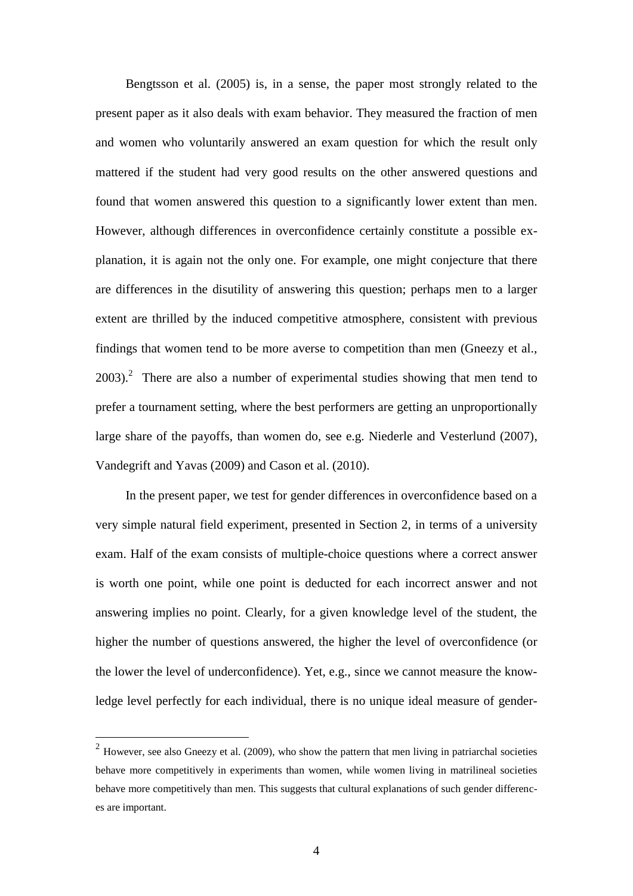Bengtsson et al. (2005) is, in a sense, the paper most strongly related to the present paper as it also deals with exam behavior. They measured the fraction of men and women who voluntarily answered an exam question for which the result only mattered if the student had very good results on the other answered questions and found that women answered this question to a significantly lower extent than men. However, although differences in overconfidence certainly constitute a possible explanation, it is again not the only one. For example, one might conjecture that there are differences in the disutility of answering this question; perhaps men to a larger extent are thrilled by the induced competitive atmosphere, consistent with previous findings that women tend to be more averse to competition than men (Gneezy et al., 2003).[2] There are also a number of experimental studies showing that men tend to prefer a tournament setting, where the best performers are getting an unproportionally large share of the payoffs, than women do, see e.g. Niederle and Vesterlund (2007), Vandegrift and Yavas (2009) and Cason et al. (2010).

In the present paper, we test for gender differences in overconfidence based on a very simple natural field experiment, presented in Section 2, in terms of a university exam. Half of the exam consists of multiple-choice questions where a correct answer is worth one point, while one point is deducted for each incorrect answer and not answering implies no point. Clearly, for a given knowledge level of the student, the higher the number of questions answered, the higher the level of overconfidence (or the lower the level of underconfidence). Yet, e.g., since we cannot measure the knowledge level perfectly for each individual, there is no unique ideal measure of gender-

[2] However, see also Gneezy et al. (2009), who show the pattern that men living in patriarchal societies behave more competitively in experiments than women, while women living in matrilineal societies behave more competitively than men. This suggests that cultural explanations of such gender differences are important.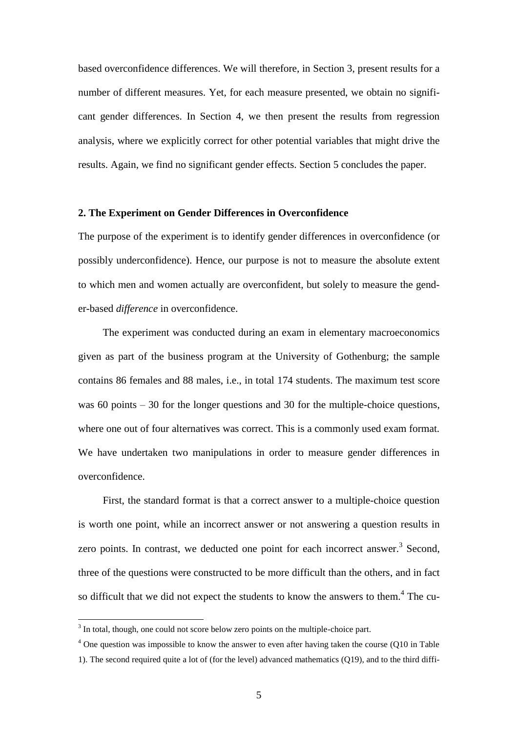based overconfidence differences. We will therefore, in Section 3, present results for a number of different measures. Yet, for each measure presented, we obtain no significant gender differences. In Section 4, we then present the results from regression analysis, where we explicitly correct for other potential variables that might drive the results. Again, we find no significant gender effects. Section 5 concludes the paper.

## 2. The Experiment on Gender Differences in Overconfidence

The purpose of the experiment is to identify gender differences in overconfidence (or possibly underconfidence). Hence, our purpose is not to measure the absolute extent to which men and women actually are overconfident, but solely to measure the gender-based *difference* in overconfidence.

The experiment was conducted during an exam in elementary macroeconomics given as part of the business program at the University of Gothenburg; the sample contains 86 females and 88 males, i.e., in total 174 students. The maximum test score was 60 points – 30 for the longer questions and 30 for the multiple-choice questions, where one out of four alternatives was correct. This is a commonly used exam format. We have undertaken two manipulations in order to measure gender differences in overconfidence.

First, the standard format is that a correct answer to a multiple-choice question is worth one point, while an incorrect answer or not answering a question results in zero points. In contrast, we deducted one point for each incorrect answer.[3] Second, three of the questions were constructed to be more difficult than the others, and in fact so difficult that we did not expect the students to know the answers to them.[4] The cu-

[3] In total, though, one could not score below zero points on the multiple-choice part.

[4] One question was impossible to know the answer to even after having taken the course (Q10 in Table 1). The second required quite a lot of (for the level) advanced mathematics (Q19), and to the third diffi-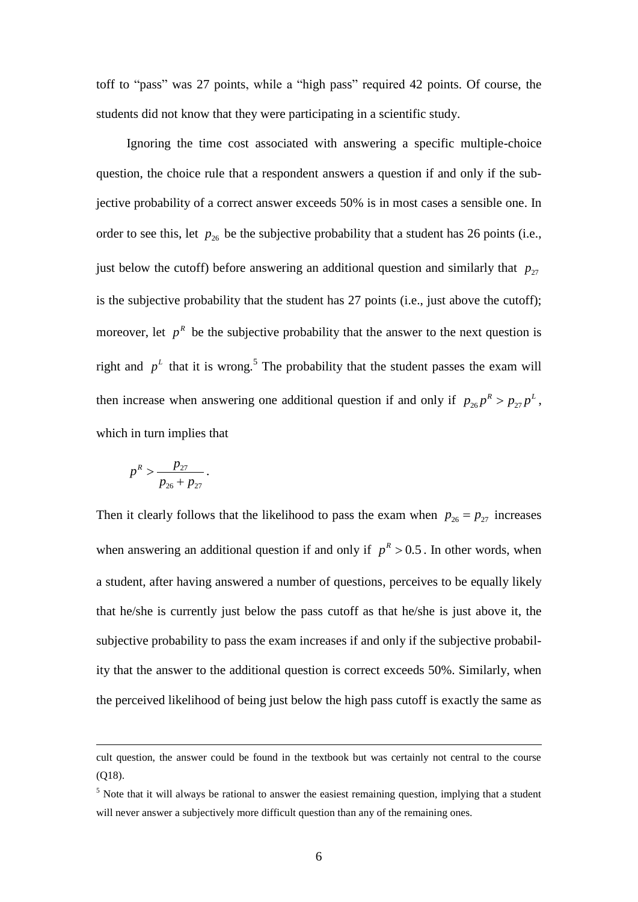toff to “pass” was 27 points, while a “high pass” required 42 points. Of course, the students did not know that they were participating in a scientific study.

Ignoring the time cost associated with answering a specific multiple-choice question, the choice rule that a respondent answers a question if and only if the subjective probability of a correct answer exceeds 50% is in most cases a sensible one. In order to see this, let $p_{26}$ be the subjective probability that a student has 26 points (i.e., just below the cutoff) before answering an additional question and similarly that $p_{27}$ is the subjective probability that the student has 27 points (i.e., just above the cutoff); moreover, let $p^R$ be the subjective probability that the answer to the next question is right and $p^L$ that it is wrong.[5] The probability that the student passes the exam will then increase when answering one additional question if and only if $p_{26}p^R > p_{27}p^L$, which in turn implies that

$$p^R > \frac{p_{27}}{p_{26} + p_{27}}.$$

Then it clearly follows that the likelihood to pass the exam when $p_{26} = p_{27}$ increases when answering an additional question if and only if $p^R > 0.5$. In other words, when a student, after having answered a number of questions, perceives to be equally likely that he/she is currently just below the pass cutoff as that he/she is just above it, the subjective probability to pass the exam increases if and only if the subjective probability that the answer to the additional question is correct exceeds 50%. Similarly, when the perceived likelihood of being just below the high pass cutoff is exactly the same as

---

cult question, the answer could be found in the textbook but was certainly not central to the course (Q18).

[5] Note that it will always be rational to answer the easiest remaining question, implying that a student will never answer a subjectively more difficult question than any of the remaining ones.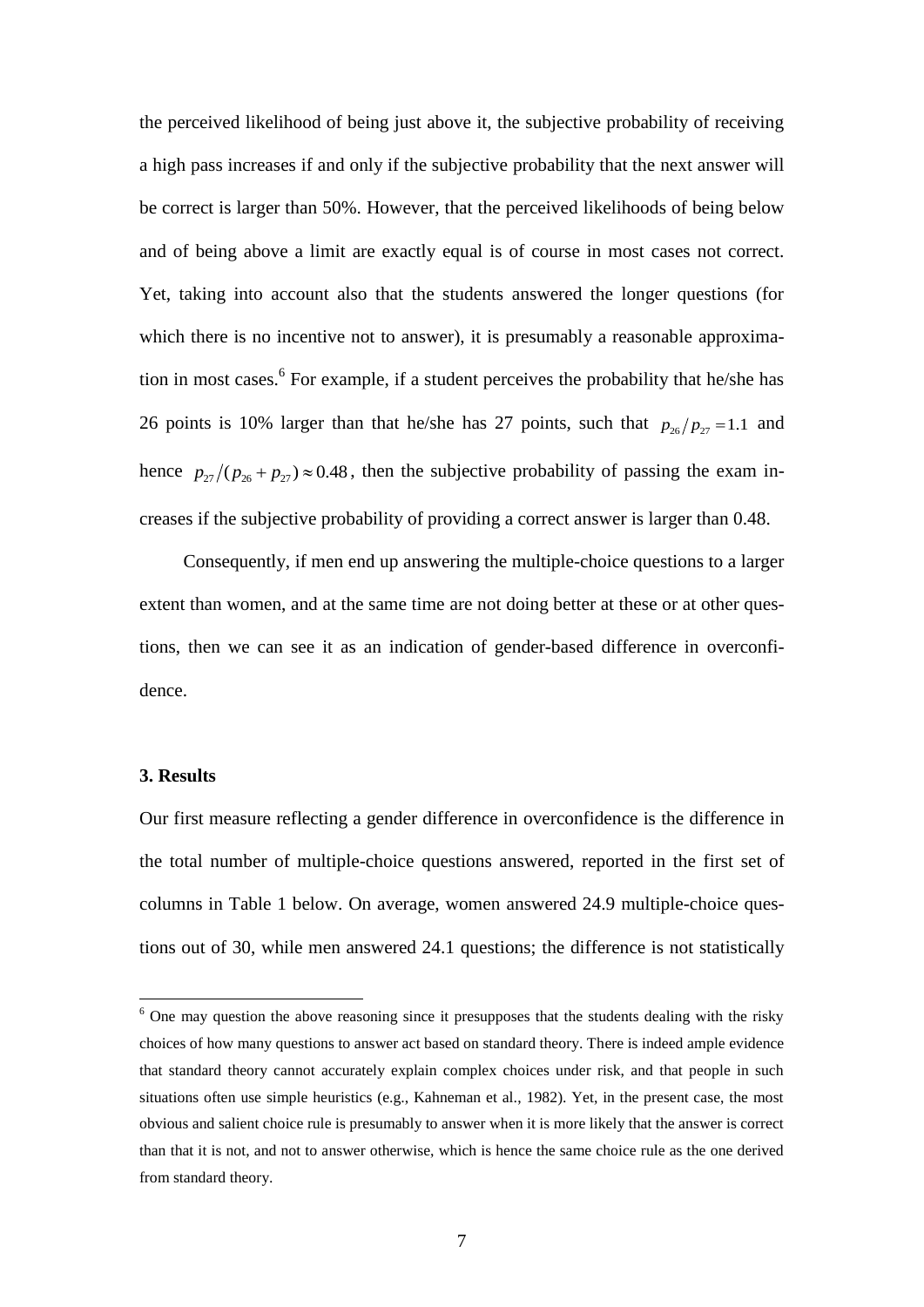the perceived likelihood of being just above it, the subjective probability of receiving a high pass increases if and only if the subjective probability that the next answer will be correct is larger than 50%. However, that the perceived likelihoods of being below and of being above a limit are exactly equal is of course in most cases not correct. Yet, taking into account also that the students answered the longer questions (for which there is no incentive not to answer), it is presumably a reasonable approximation in most cases.[6] For example, if a student perceives the probability that he/she has 26 points is 10% larger than that he/she has 27 points, such that $p_{26}/p_{27} = 1.1$ and hence $p_{27}/(p_{26} + p_{27}) \approx 0.48$, then the subjective probability of passing the exam increases if the subjective probability of providing a correct answer is larger than 0.48.

Consequently, if men end up answering the multiple-choice questions to a larger extent than women, and at the same time are not doing better at these or at other questions, then we can see it as an indication of gender-based difference in overconfidence.

### 3. Results

Our first measure reflecting a gender difference in overconfidence is the difference in the total number of multiple-choice questions answered, reported in the first set of columns in Table 1 below. On average, women answered 24.9 multiple-choice questions out of 30, while men answered 24.1 questions; the difference is not statistically

[6] One may question the above reasoning since it presupposes that the students dealing with the risky choices of how many questions to answer act based on standard theory. There is indeed ample evidence that standard theory cannot accurately explain complex choices under risk, and that people in such situations often use simple heuristics (e.g., Kahneman et al., 1982). Yet, in the present case, the most obvious and salient choice rule is presumably to answer when it is more likely that the answer is correct than that it is not, and not to answer otherwise, which is hence the same choice rule as the one derived from standard theory.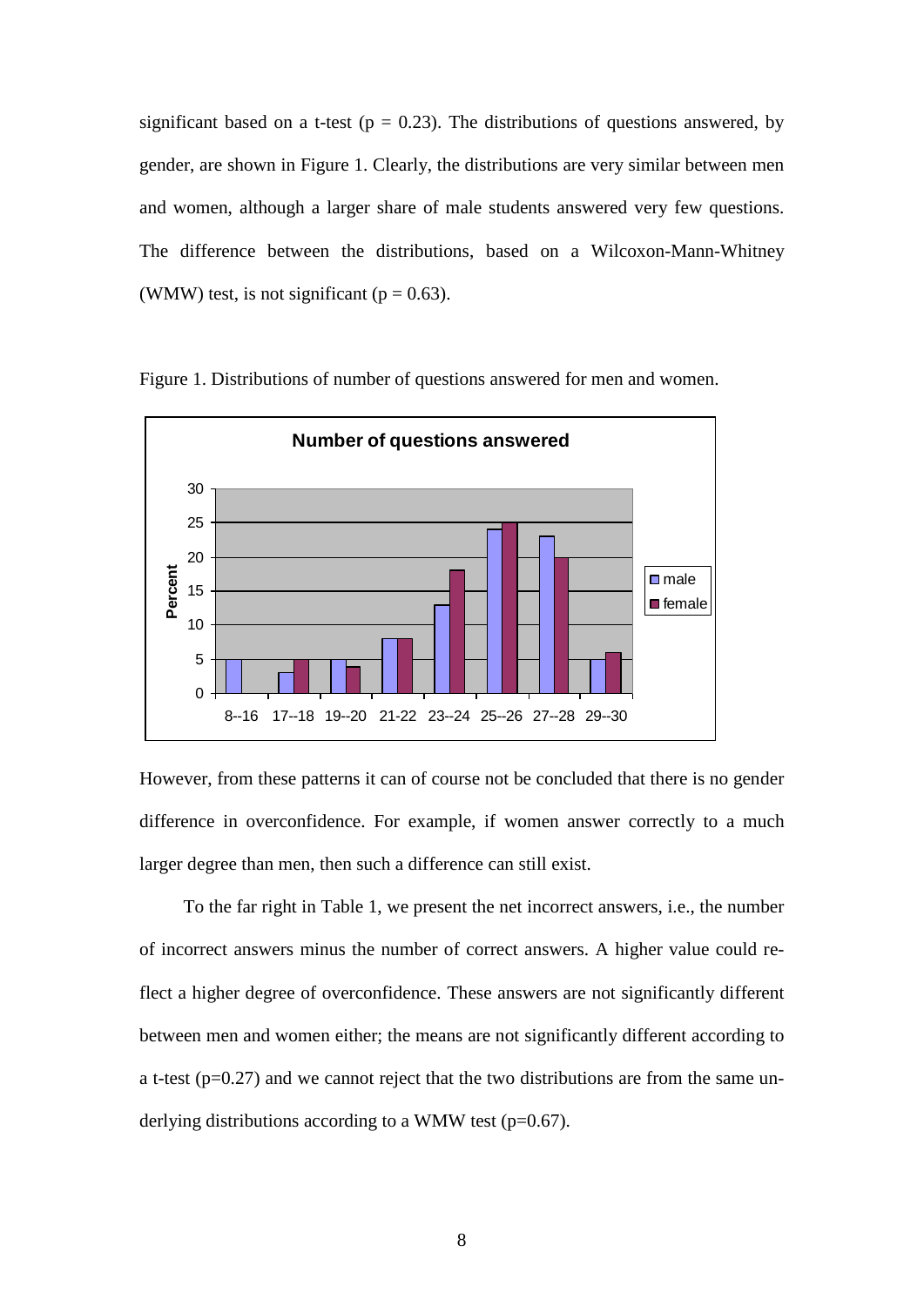significant based on a t-test ($p = 0.23$). The distributions of questions answered, by gender, are shown in Figure 1. Clearly, the distributions are very similar between men and women, although a larger share of male students answered very few questions. The difference between the distributions, based on a Wilcoxon-Mann-Whitney (WMW) test, is not significant ($p = 0.63$).

Figure 1. Distributions of number of questions answered for men and women.

Number of questions answered

Percent

30
25
20
15
10
5
0

8--16 17--18 19--20 21-22 23--24 25--26 27--28 29--30

male
female

However, from these patterns it can of course not be concluded that there is no gender difference in overconfidence. For example, if women answer correctly to a much larger degree than men, then such a difference can still exist.

To the far right in Table 1, we present the net incorrect answers, i.e., the number of incorrect answers minus the number of correct answers. A higher value could reflect a higher degree of overconfidence. These answers are not significantly different between men and women either; the means are not significantly different according to a t-test ($p=0.27$) and we cannot reject that the two distributions are from the same underlying distributions according to a WMW test ($p=0.67$).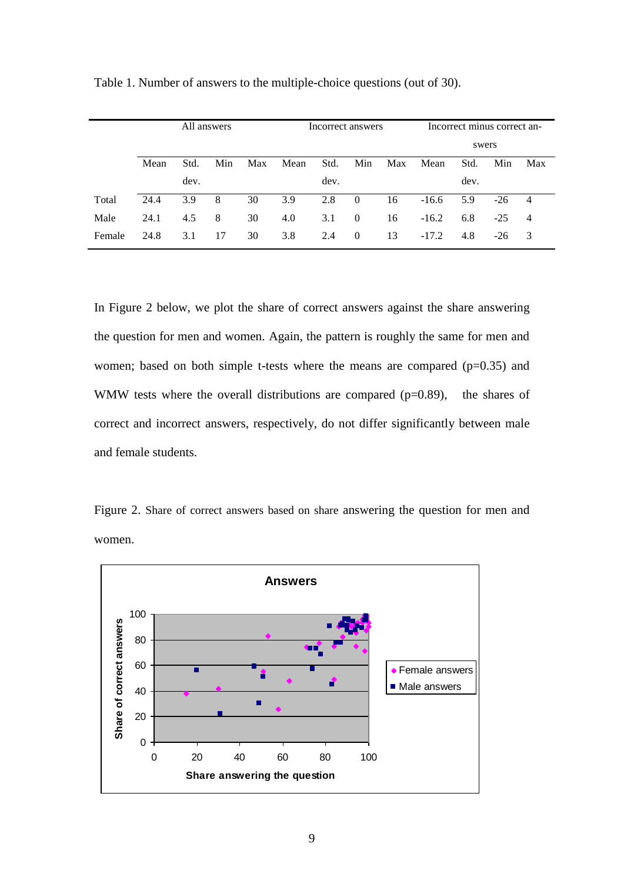Table 1. Number of answers to the multiple-choice questions (out of 30).

| | All answers | | | | Incorrect answers | | | | Incorrect minus correct answers | | | |
|---|---|---|---|---|---|---|---|---|---|---|---|---|
| | Mean | Std. dev. | Min | Max | Mean | Std. dev. | Min | Max | Mean | Std. dev. | Min | Max |
| Total | 24.4 | 3.9 | 8 | 30 | 3.9 | 2.8 | 0 | 16 | -16.6 | 5.9 | -26 | 4 |
| Male | 24.1 | 4.5 | 8 | 30 | 4.0 | 3.1 | 0 | 16 | -16.2 | 6.8 | -25 | 4 |
| Female | 24.8 | 3.1 | 17 | 30 | 3.8 | 2.4 | 0 | 13 | -17.2 | 4.8 | -26 | 3 |

In Figure 2 below, we plot the share of correct answers against the share answering the question for men and women. Again, the pattern is roughly the same for men and women; based on both simple t-tests where the means are compared ($p=0.35$) and WMW tests where the overall distributions are compared ($p=0.89$), the shares of correct and incorrect answers, respectively, do not differ significantly between male and female students.

Figure 2. Share of correct answers based on share answering the question for men and women.

Answers

Share of correct answers

100
80
60
40
20
0

0
20
40
60
80
100

Share answering the question

Female answers
Male answers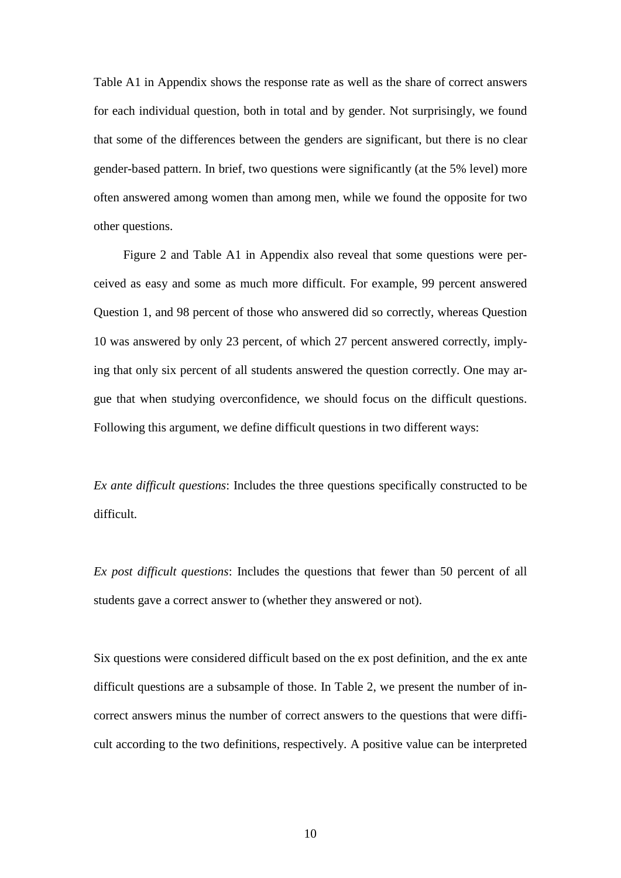Table A1 in Appendix shows the response rate as well as the share of correct answers for each individual question, both in total and by gender. Not surprisingly, we found that some of the differences between the genders are significant, but there is no clear gender-based pattern. In brief, two questions were significantly (at the 5% level) more often answered among women than among men, while we found the opposite for two other questions.

Figure 2 and Table A1 in Appendix also reveal that some questions were perceived as easy and some as much more difficult. For example, 99 percent answered Question 1, and 98 percent of those who answered did so correctly, whereas Question 10 was answered by only 23 percent, of which 27 percent answered correctly, implying that only six percent of all students answered the question correctly. One may argue that when studying overconfidence, we should focus on the difficult questions. Following this argument, we define difficult questions in two different ways:

*Ex ante difficult questions*: Includes the three questions specifically constructed to be difficult.

*Ex post difficult questions*: Includes the questions that fewer than 50 percent of all students gave a correct answer to (whether they answered or not).

Six questions were considered difficult based on the ex post definition, and the ex ante difficult questions are a subsample of those. In Table 2, we present the number of incorrect answers minus the number of correct answers to the questions that were difficult according to the two definitions, respectively. A positive value can be interpreted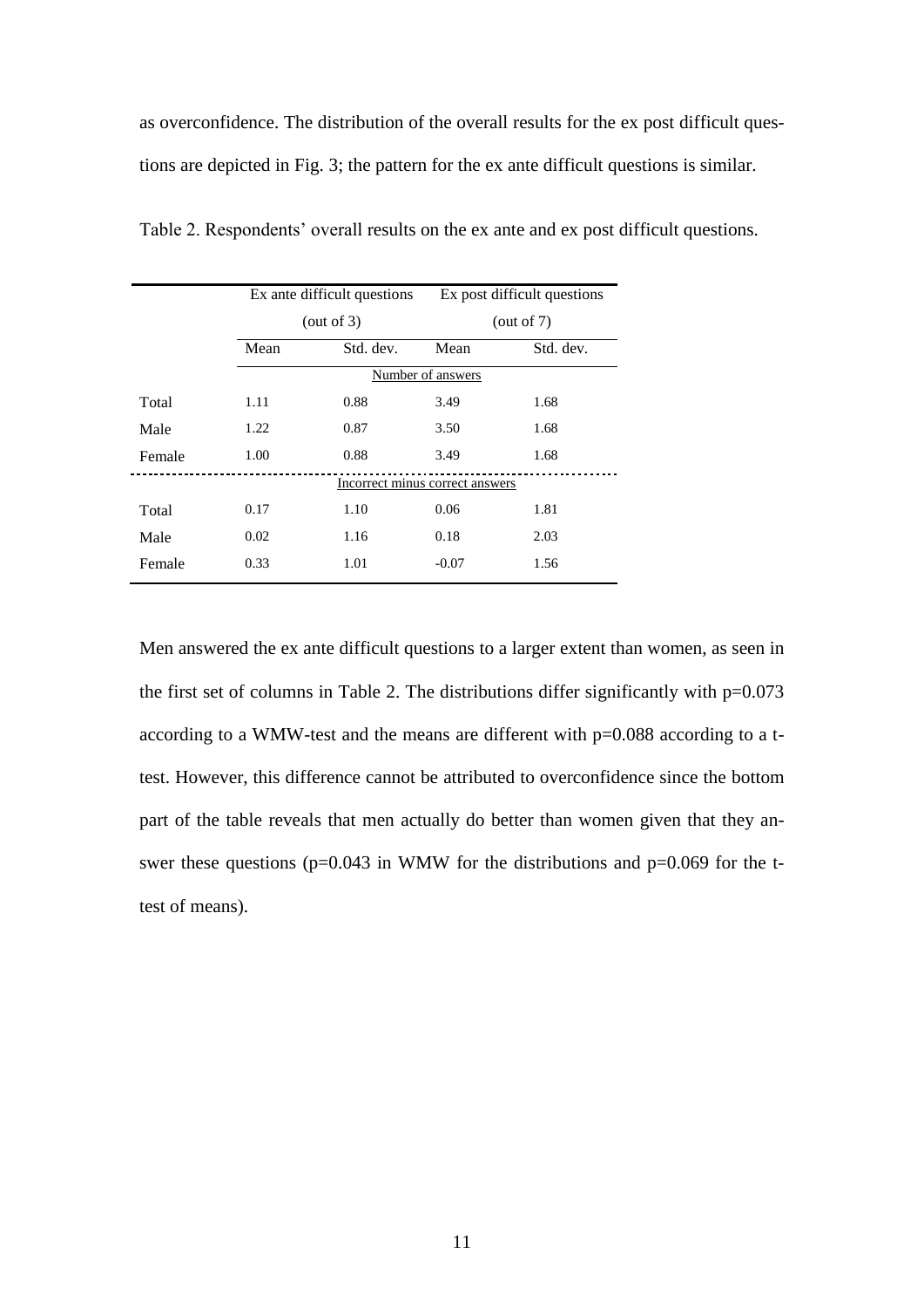as overconfidence. The distribution of the overall results for the ex post difficult questions are depicted in Fig. 3; the pattern for the ex ante difficult questions is similar.

Table 2. Respondents' overall results on the ex ante and ex post difficult questions.

| | Ex ante difficult questions (out of 3) | | Ex post difficult questions (out of 7) | |
|---|---|---|---|---|
| | Mean | Std. dev. | Mean | Std. dev. |
| | Number of answers | | | |
| Total | 1.11 | 0.88 | 3.49 | 1.68 |
| Male | 1.22 | 0.87 | 3.50 | 1.68 |
| Female | 1.00 | 0.88 | 3.49 | 1.68 |
| | Incorrect minus correct answers | | | |
| Total | 0.17 | 1.10 | 0.06 | 1.81 |
| Male | 0.02 | 1.16 | 0.18 | 2.03 |
| Female | 0.33 | 1.01 | -0.07 | 1.56 |

Men answered the ex ante difficult questions to a larger extent than women, as seen in the first set of columns in Table 2. The distributions differ significantly with $p=0.073$ according to a WMW-test and the means are different with $p=0.088$ according to a t-test. However, this difference cannot be attributed to overconfidence since the bottom part of the table reveals that men actually do better than women given that they answer these questions ($p=0.043$ in WMW for the distributions and $p=0.069$ for the t-test of means).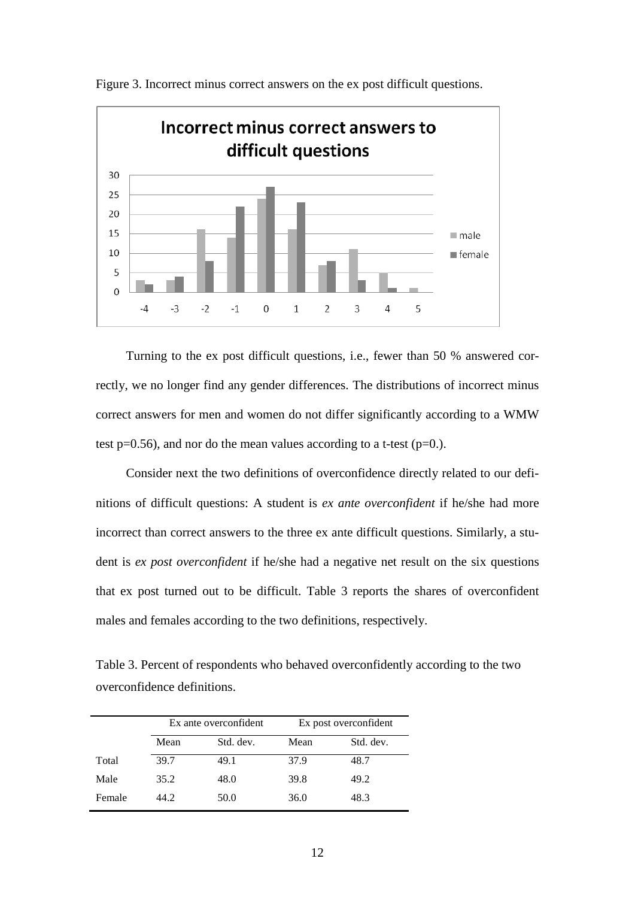Figure 3. Incorrect minus correct answers on the ex post difficult questions.

Incorrect minus correct answers to difficult questions

30
25
20
15
10
5
0

-4 -3 -2 -1 0 1 2 3 4 5

male
female

Turning to the ex post difficult questions, i.e., fewer than 50 % answered correctly, we no longer find any gender differences. The distributions of incorrect minus correct answers for men and women do not differ significantly according to a WMW test p=0.56), and nor do the mean values according to a t-test (p=0.).

Consider next the two definitions of overconfidence directly related to our definitions of difficult questions: A student is *ex ante overconfident* if he/she had more incorrect than correct answers to the three ex ante difficult questions. Similarly, a student is *ex post overconfident* if he/she had a negative net result on the six questions that ex post turned out to be difficult. Table 3 reports the shares of overconfident males and females according to the two definitions, respectively.

Table 3. Percent of respondents who behaved overconfidently according to the two overconfidence definitions.

| | Ex ante overconfident | | Ex post overconfident | |
|---|---|---|---|---|
| | Mean | Std. dev. | Mean | Std. dev. |
| Total | 39.7 | 49.1 | 37.9 | 48.7 |
| Male | 35.2 | 48.0 | 39.8 | 49.2 |
| Female | 44.2 | 50.0 | 36.0 | 48.3 |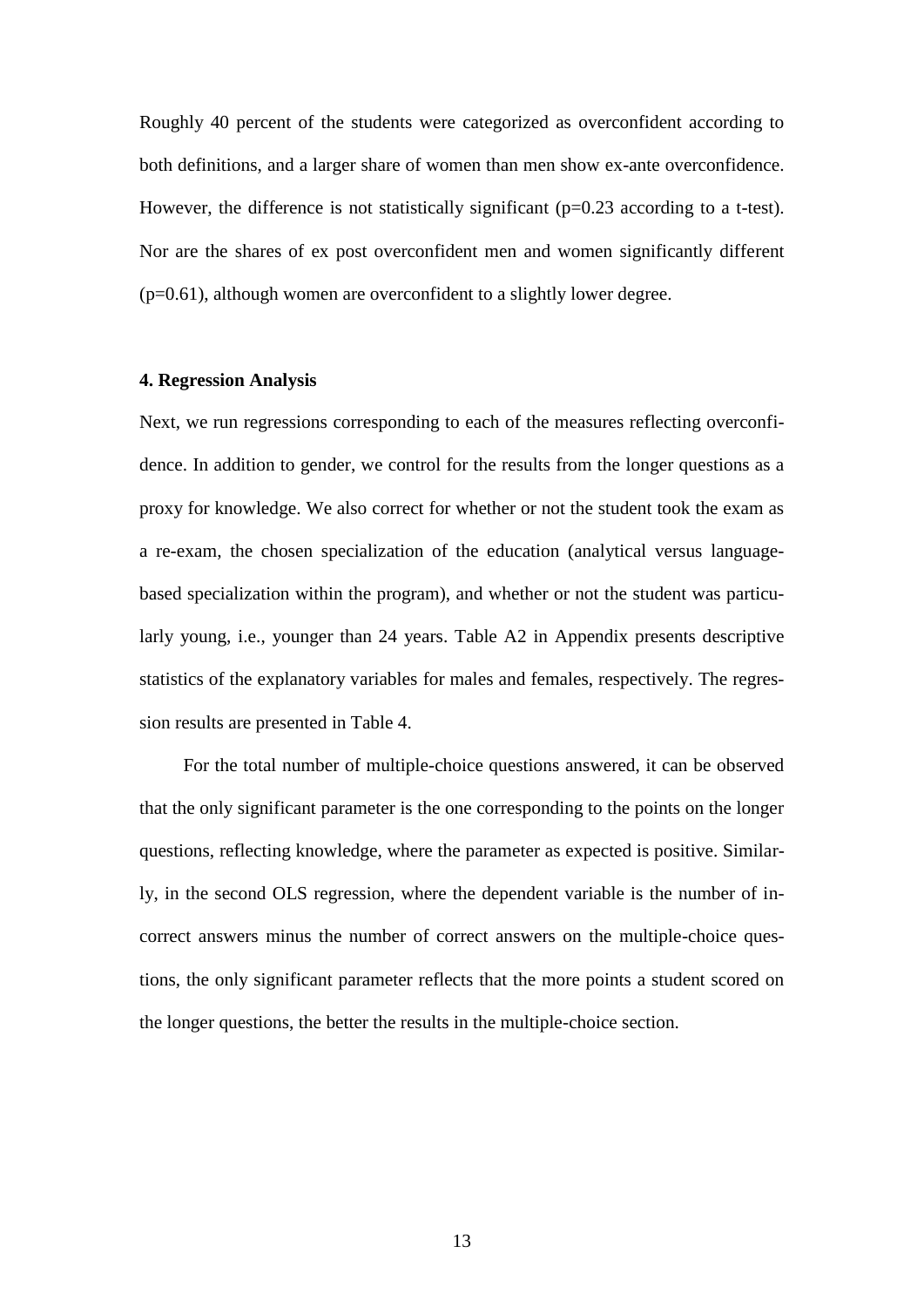Roughly 40 percent of the students were categorized as overconfident according to both definitions, and a larger share of women than men show ex-ante overconfidence. However, the difference is not statistically significant ($p=0.23$ according to a t-test). Nor are the shares of ex post overconfident men and women significantly different ($p=0.61$), although women are overconfident to a slightly lower degree.

## 4. Regression Analysis

Next, we run regressions corresponding to each of the measures reflecting overconfidence. In addition to gender, we control for the results from the longer questions as a proxy for knowledge. We also correct for whether or not the student took the exam as a re-exam, the chosen specialization of the education (analytical versus language-based specialization within the program), and whether or not the student was particularly young, i.e., younger than 24 years. Table A2 in Appendix presents descriptive statistics of the explanatory variables for males and females, respectively. The regression results are presented in Table 4.

For the total number of multiple-choice questions answered, it can be observed that the only significant parameter is the one corresponding to the points on the longer questions, reflecting knowledge, where the parameter as expected is positive. Similarly, in the second OLS regression, where the dependent variable is the number of incorrect answers minus the number of correct answers on the multiple-choice questions, the only significant parameter reflects that the more points a student scored on the longer questions, the better the results in the multiple-choice section.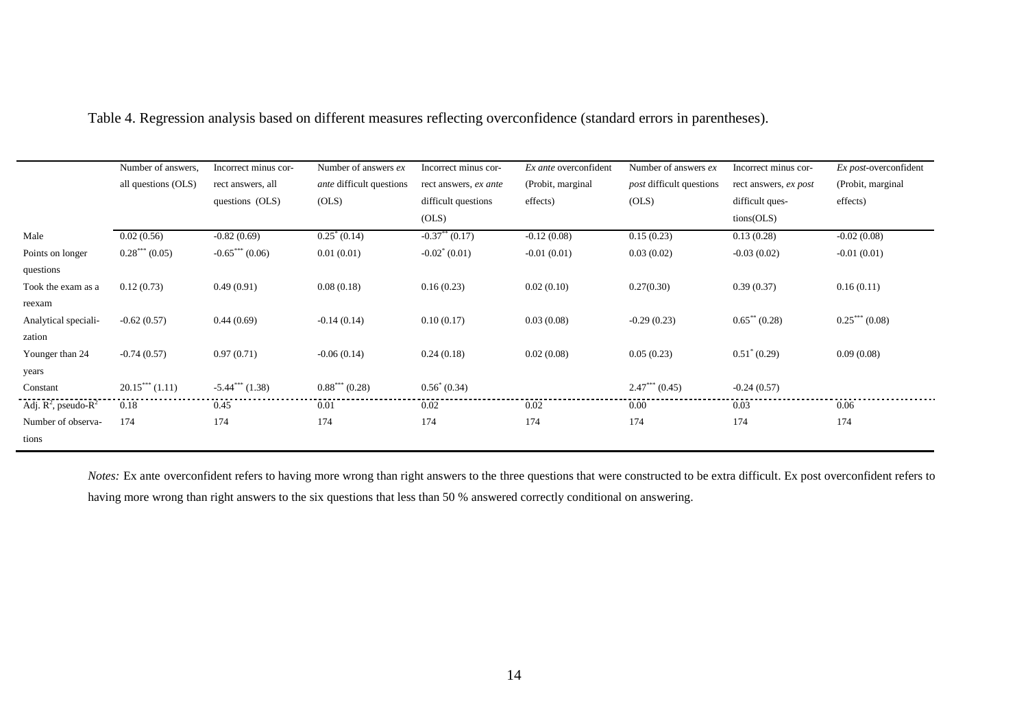Table 4. Regression analysis based on different measures reflecting overconfidence (standard errors in parentheses).

| | Number of answers, all questions (OLS) | Incorrect minus correct answers, all questions (OLS) | Number of answers *ex ante* difficult questions (OLS) | Incorrect minus correct answers, *ex ante* difficult questions (OLS) | *Ex ante* overconfident (Probit, marginal effects) | Number of answers *ex post* difficult questions (OLS) | Incorrect minus correct answers, *ex post* difficult questions(OLS) | *Ex post*-overconfident (Probit, marginal effects) |
|---|---|---|---|---|---|---|---|---|
| Male | 0.02 (0.56) | -0.82 (0.69) | $0.25^{*}$ (0.14) | $-0.37^{**}$ (0.17) | -0.12 (0.08) | 0.15 (0.23) | 0.13 (0.28) | -0.02 (0.08) |
| Points on longer questions | $0.28^{***}$ (0.05) | $-0.65^{***}$ (0.06) | 0.01 (0.01) | $-0.02^{*}$ (0.01) | -0.01 (0.01) | 0.03 (0.02) | -0.03 (0.02) | -0.01 (0.01) |
| Took the exam as a reexam | 0.12 (0.73) | 0.49 (0.91) | 0.08 (0.18) | 0.16 (0.23) | 0.02 (0.10) | 0.27(0.30) | 0.39 (0.37) | 0.16 (0.11) |
| Analytical specialization | -0.62 (0.57) | 0.44 (0.69) | -0.14 (0.14) | 0.10 (0.17) | 0.03 (0.08) | -0.29 (0.23) | $0.65^{**}$ (0.28) | $0.25^{***}$ (0.08) |
| Younger than 24 years | -0.74 (0.57) | 0.97 (0.71) | -0.06 (0.14) | 0.24 (0.18) | 0.02 (0.08) | 0.05 (0.23) | $0.51^{*}$ (0.29) | 0.09 (0.08) |
| Constant | $20.15^{***}$ (1.11) | $-5.44^{***}$ (1.38) | $0.88^{***}$ (0.28) | $0.56^{*}$ (0.34) | | $2.47^{***}$ (0.45) | -0.24 (0.57) | |
| Adj. $R^2$, pseudo-$R^2$ | 0.18 | 0.45 | 0.01 | 0.02 | 0.02 | 0.00 | 0.03 | 0.06 |
| Number of observations | 174 | 174 | 174 | 174 | 174 | 174 | 174 | 174 |

*Notes:* Ex ante overconfident refers to having more wrong than right answers to the three questions that were constructed to be extra difficult. Ex post overconfident refers to having more wrong than right answers to the six questions that less than 50 % answered correctly conditional on answering.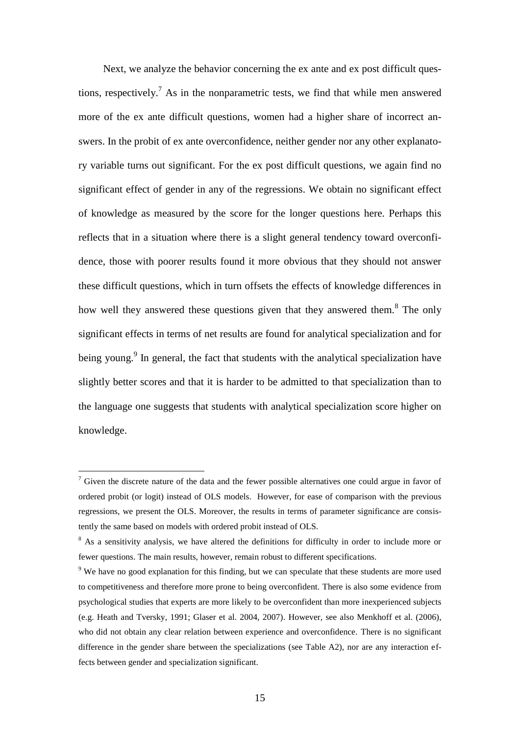Next, we analyze the behavior concerning the ex ante and ex post difficult questions, respectively.[7] As in the nonparametric tests, we find that while men answered more of the ex ante difficult questions, women had a higher share of incorrect answers. In the probit of ex ante overconfidence, neither gender nor any other explanatory variable turns out significant. For the ex post difficult questions, we again find no significant effect of gender in any of the regressions. We obtain no significant effect of knowledge as measured by the score for the longer questions here. Perhaps this reflects that in a situation where there is a slight general tendency toward overconfidence, those with poorer results found it more obvious that they should not answer these difficult questions, which in turn offsets the effects of knowledge differences in how well they answered these questions given that they answered them.[8] The only significant effects in terms of net results are found for analytical specialization and for being young.[9] In general, the fact that students with the analytical specialization have slightly better scores and that it is harder to be admitted to that specialization than to the language one suggests that students with analytical specialization score higher on knowledge.

---

[7] Given the discrete nature of the data and the fewer possible alternatives one could argue in favor of ordered probit (or logit) instead of OLS models. However, for ease of comparison with the previous regressions, we present the OLS. Moreover, the results in terms of parameter significance are consistently the same based on models with ordered probit instead of OLS.

[8] As a sensitivity analysis, we have altered the definitions for difficulty in order to include more or fewer questions. The main results, however, remain robust to different specifications.

[9] We have no good explanation for this finding, but we can speculate that these students are more used to competitiveness and therefore more prone to being overconfident. There is also some evidence from psychological studies that experts are more likely to be overconfident than more inexperienced subjects (e.g. Heath and Tversky, 1991; Glaser et al. 2004, 2007). However, see also Menkhoff et al. (2006), who did not obtain any clear relation between experience and overconfidence. There is no significant difference in the gender share between the specializations (see Table A2), nor are any interaction effects between gender and specialization significant.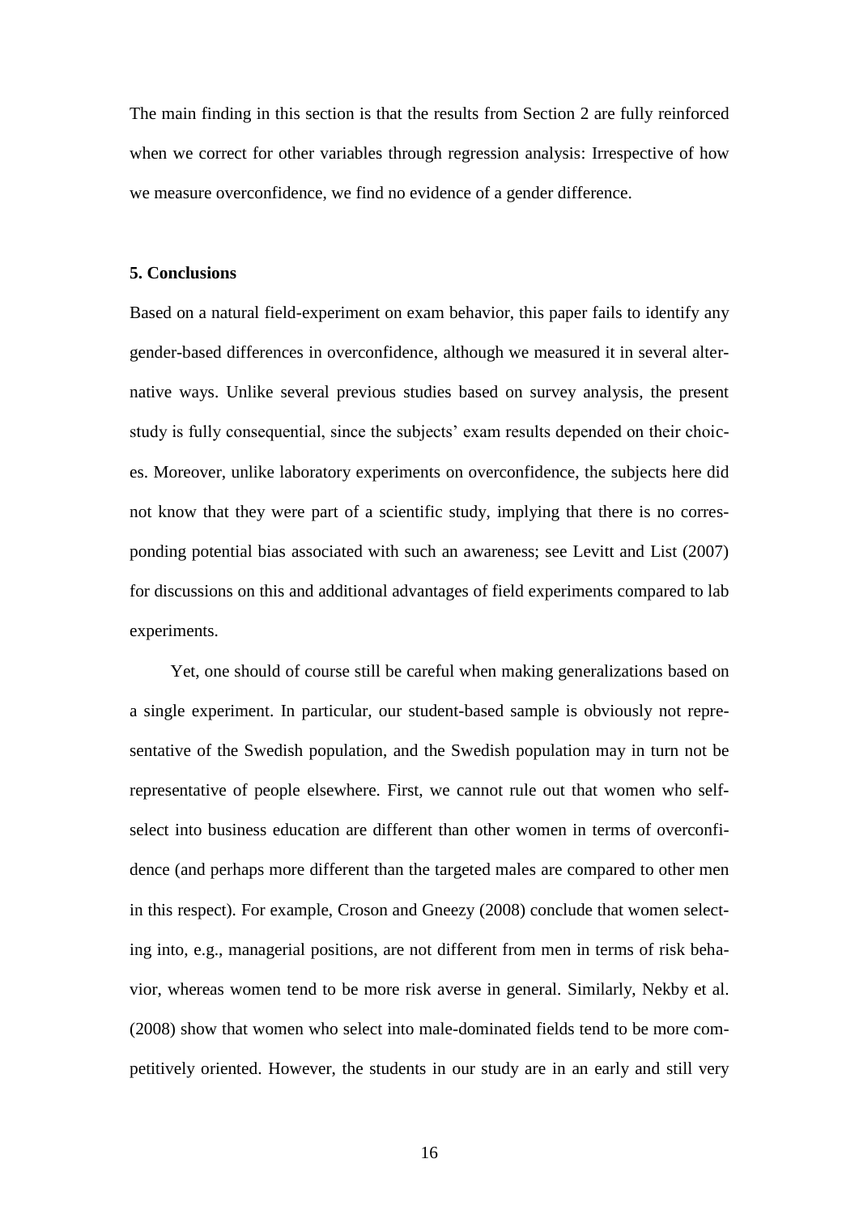The main finding in this section is that the results from Section 2 are fully reinforced when we correct for other variables through regression analysis: Irrespective of how we measure overconfidence, we find no evidence of a gender difference.

## 5. Conclusions

Based on a natural field-experiment on exam behavior, this paper fails to identify any gender-based differences in overconfidence, although we measured it in several alternative ways. Unlike several previous studies based on survey analysis, the present study is fully consequential, since the subjects' exam results depended on their choices. Moreover, unlike laboratory experiments on overconfidence, the subjects here did not know that they were part of a scientific study, implying that there is no corresponding potential bias associated with such an awareness; see Levitt and List (2007) for discussions on this and additional advantages of field experiments compared to lab experiments.

Yet, one should of course still be careful when making generalizations based on a single experiment. In particular, our student-based sample is obviously not representative of the Swedish population, and the Swedish population may in turn not be representative of people elsewhere. First, we cannot rule out that women who self-select into business education are different than other women in terms of overconfidence (and perhaps more different than the targeted males are compared to other men in this respect). For example, Croson and Gneezy (2008) conclude that women selecting into, e.g., managerial positions, are not different from men in terms of risk behavior, whereas women tend to be more risk averse in general. Similarly, Nekby et al. (2008) show that women who select into male-dominated fields tend to be more competitively oriented. However, the students in our study are in an early and still very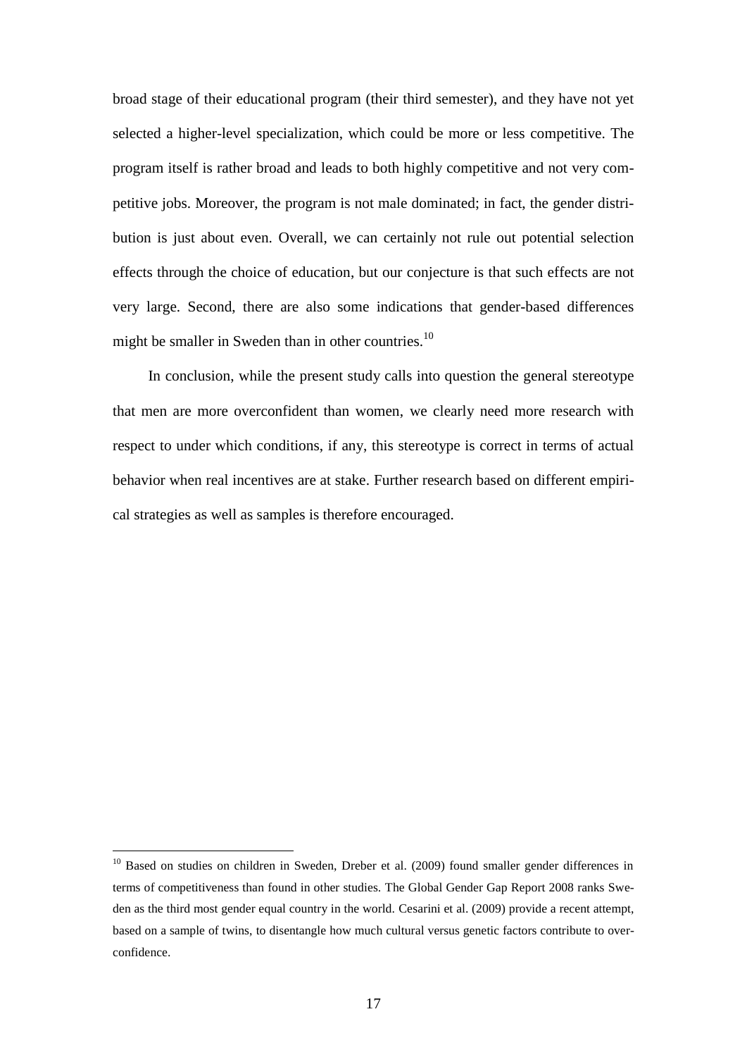broad stage of their educational program (their third semester), and they have not yet selected a higher-level specialization, which could be more or less competitive. The program itself is rather broad and leads to both highly competitive and not very competitive jobs. Moreover, the program is not male dominated; in fact, the gender distribution is just about even. Overall, we can certainly not rule out potential selection effects through the choice of education, but our conjecture is that such effects are not very large. Second, there are also some indications that gender-based differences might be smaller in Sweden than in other countries.[10]

In conclusion, while the present study calls into question the general stereotype that men are more overconfident than women, we clearly need more research with respect to under which conditions, if any, this stereotype is correct in terms of actual behavior when real incentives are at stake. Further research based on different empirical strategies as well as samples is therefore encouraged.

---

[10] Based on studies on children in Sweden, Dreber et al. (2009) found smaller gender differences in terms of competitiveness than found in other studies. The Global Gender Gap Report 2008 ranks Sweden as the third most gender equal country in the world. Cesarini et al. (2009) provide a recent attempt, based on a sample of twins, to disentangle how much cultural versus genetic factors contribute to overconfidence.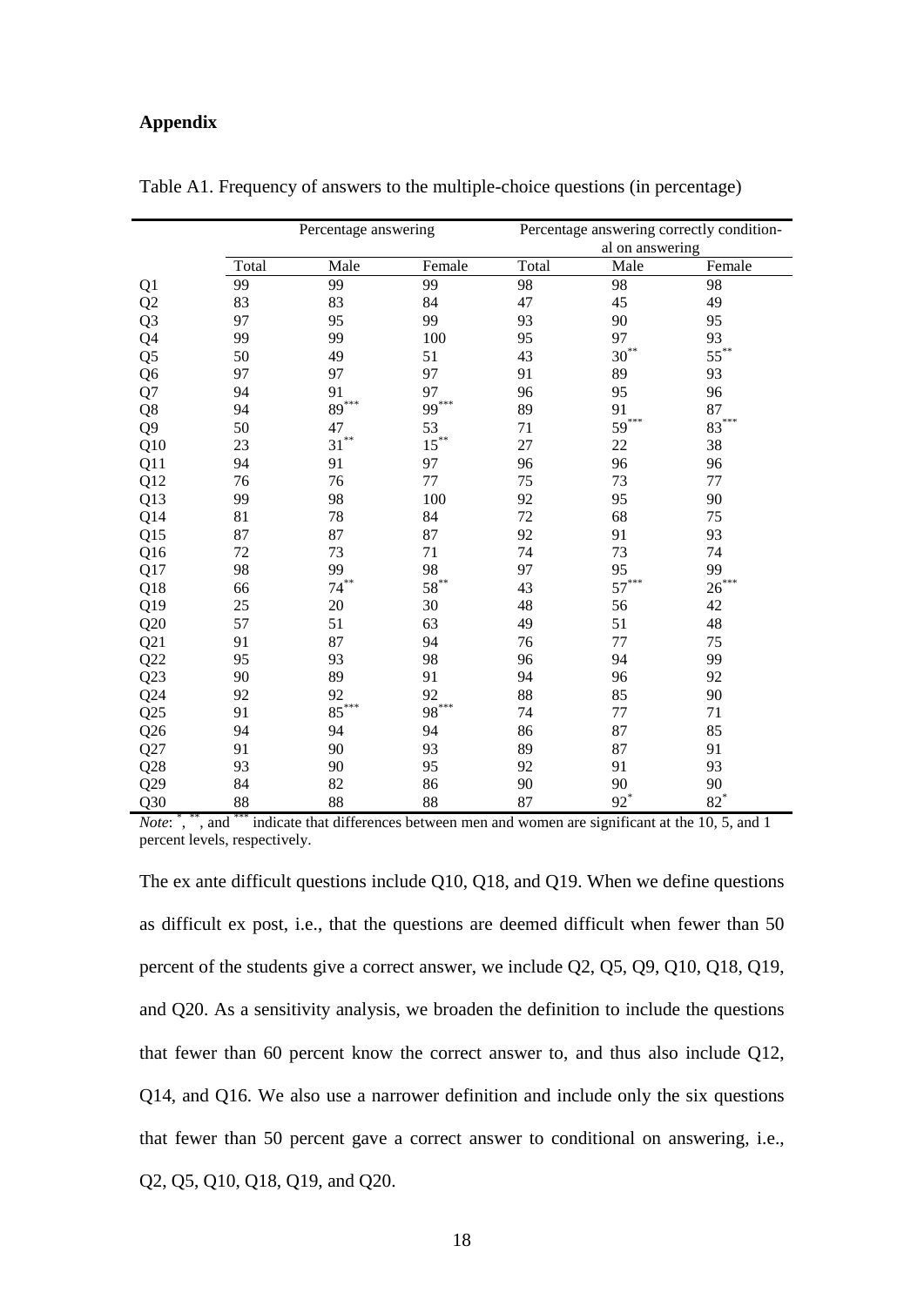## Appendix

Table A1. Frequency of answers to the multiple-choice questions (in percentage)

| | Percentage answering | | | Percentage answering correctly conditional on answering | | |
|---|---|---|---|---|---|---|
| | Total | Male | Female | Total | Male | Female |
| Q1 | 99 | 99 | 99 | 98 | 98 | 98 |
| Q2 | 83 | 83 | 84 | 47 | 45 | 49 |
| Q3 | 97 | 95 | 99 | 93 | 90 | 95 |
| Q4 | 99 | 99 | 100 | 95 | 97 | 93 |
| Q5 | 50 | 49 | 51 | 43 | 30** | 55** |
| Q6 | 97 | 97 | 97 | 91 | 89 | 93 |
| Q7 | 94 | 91 | 97 | 96 | 95 | 96 |
| Q8 | 94 | 89*** | 99*** | 89 | 91 | 87 |
| Q9 | 50 | 47 | 53 | 71 | 59*** | 83*** |
| Q10 | 23 | 31** | 15** | 27 | 22 | 38 |
| Q11 | 94 | 91 | 97 | 96 | 96 | 96 |
| Q12 | 76 | 76 | 77 | 75 | 73 | 77 |
| Q13 | 99 | 98 | 100 | 92 | 95 | 90 |
| Q14 | 81 | 78 | 84 | 72 | 68 | 75 |
| Q15 | 87 | 87 | 87 | 92 | 91 | 93 |
| Q16 | 72 | 73 | 71 | 74 | 73 | 74 |
| Q17 | 98 | 99 | 98 | 97 | 95 | 99 |
| Q18 | 66 | 74** | 58** | 43 | 57*** | 26*** |
| Q19 | 25 | 20 | 30 | 48 | 56 | 42 |
| Q20 | 57 | 51 | 63 | 49 | 51 | 48 |
| Q21 | 91 | 87 | 94 | 76 | 77 | 75 |
| Q22 | 95 | 93 | 98 | 96 | 94 | 99 |
| Q23 | 90 | 89 | 91 | 94 | 96 | 92 |
| Q24 | 92 | 92 | 92 | 88 | 85 | 90 |
| Q25 | 91 | 85*** | 98*** | 74 | 77 | 71 |
| Q26 | 94 | 94 | 94 | 86 | 87 | 85 |
| Q27 | 91 | 90 | 93 | 89 | 87 | 91 |
| Q28 | 93 | 90 | 95 | 92 | 91 | 93 |
| Q29 | 84 | 82 | 86 | 90 | 90 | 90 |
| Q30 | 88 | 88 | 88 | 87 | 92* | 82* |

*Note*: *, **, and *** indicate that differences between men and women are significant at the 10, 5, and 1 percent levels, respectively.

The ex ante difficult questions include Q10, Q18, and Q19. When we define questions as difficult ex post, i.e., that the questions are deemed difficult when fewer than 50 percent of the students give a correct answer, we include Q2, Q5, Q9, Q10, Q18, Q19, and Q20. As a sensitivity analysis, we broaden the definition to include the questions that fewer than 60 percent know the correct answer to, and thus also include Q12, Q14, and Q16. We also use a narrower definition and include only the six questions that fewer than 50 percent gave a correct answer to conditional on answering, i.e., Q2, Q5, Q10, Q18, Q19, and Q20.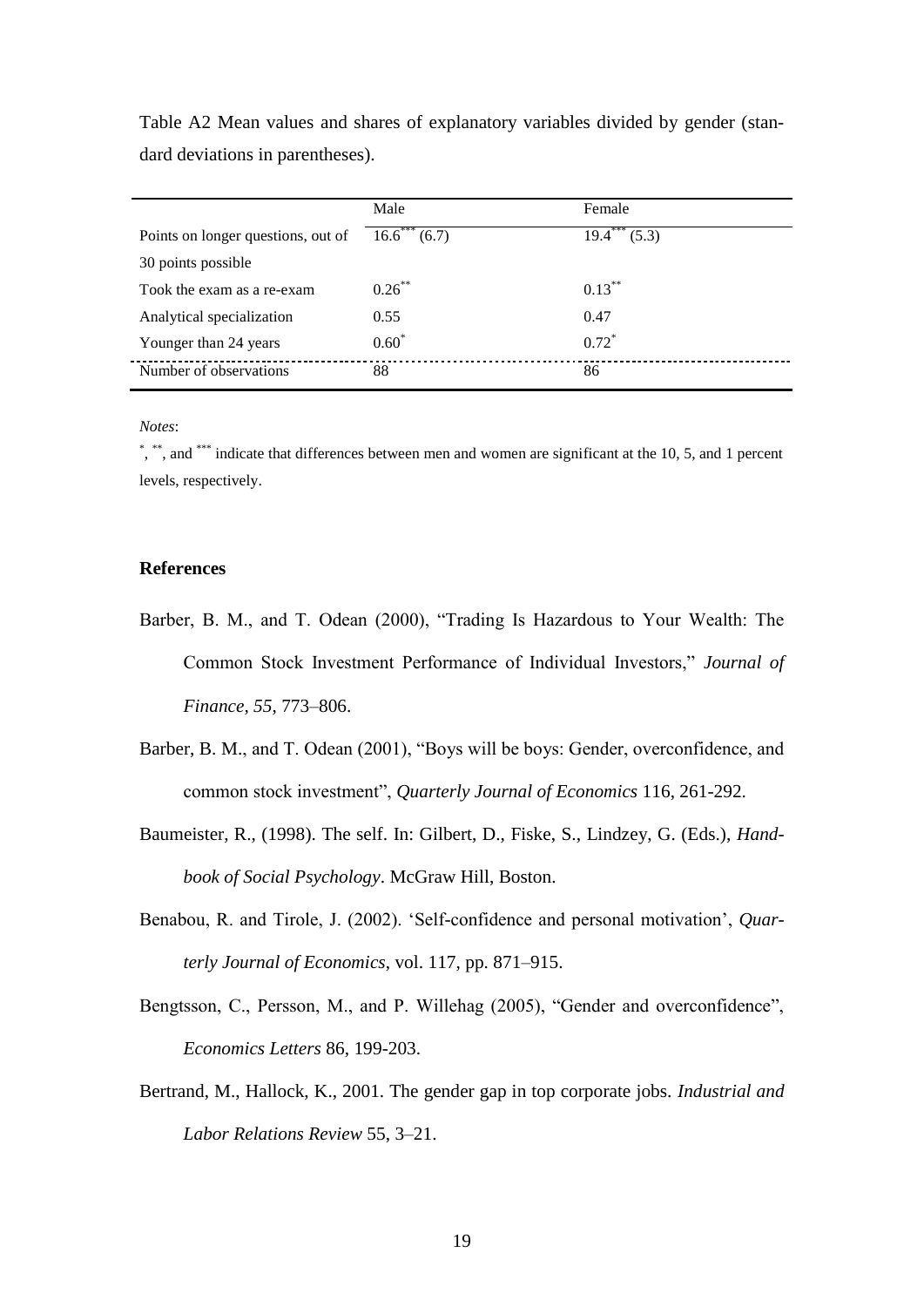Table A2 Mean values and shares of explanatory variables divided by gender (standard deviations in parentheses).

| | Male | Female |
|---|---|---|
| Points on longer questions, out of 30 points possible | 16.6*** (6.7) | 19.4*** (5.3) |
| Took the exam as a re-exam | 0.26** | 0.13** |
| Analytical specialization | 0.55 | 0.47 |
| Younger than 24 years | 0.60* | 0.72* |
| Number of observations | 88 | 86 |

*Notes*:

*, **, and *** indicate that differences between men and women are significant at the 10, 5, and 1 percent levels, respectively.

**References**

Barber, B. M., and T. Odean (2000), "Trading Is Hazardous to Your Wealth: The Common Stock Investment Performance of Individual Investors," *Journal of Finance*, *55*, 773–806.

Barber, B. M., and T. Odean (2001), "Boys will be boys: Gender, overconfidence, and common stock investment", *Quarterly Journal of Economics* 116, 261-292.

Baumeister, R., (1998). The self. In: Gilbert, D., Fiske, S., Lindzey, G. (Eds.), *Handbook of Social Psychology*. McGraw Hill, Boston.

Benabou, R. and Tirole, J. (2002). 'Self-confidence and personal motivation', *Quarterly Journal of Economics*, vol. 117, pp. 871–915.

Bengtsson, C., Persson, M., and P. Willehag (2005), "Gender and overconfidence", *Economics Letters* 86, 199-203.

Bertrand, M., Hallock, K., 2001. The gender gap in top corporate jobs. *Industrial and Labor Relations Review* 55, 3–21.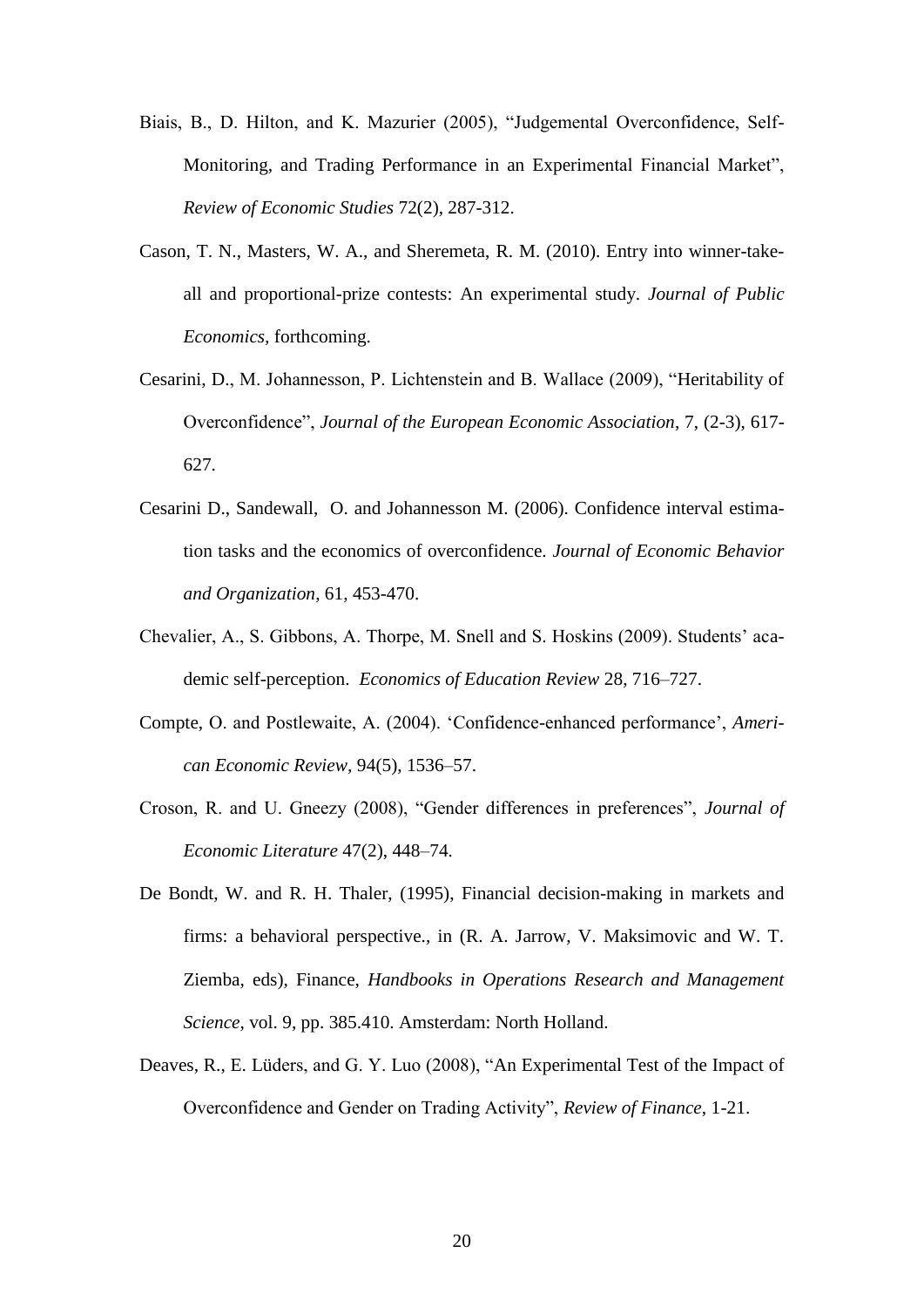Biais, B., D. Hilton, and K. Mazurier (2005), "Judgemental Overconfidence, Self-Monitoring, and Trading Performance in an Experimental Financial Market", *Review of Economic Studies* 72(2), 287-312.

Cason, T. N., Masters, W. A., and Sheremeta, R. M. (2010). Entry into winner-take-all and proportional-prize contests: An experimental study. *Journal of Public Economics,* forthcoming.

Cesarini, D., M. Johannesson, P. Lichtenstein and B. Wallace (2009), "Heritability of Overconfidence", *Journal of the European Economic Association*, 7, (2-3), 617-627.

Cesarini D., Sandewall, O. and Johannesson M. (2006). Confidence interval estimation tasks and the economics of overconfidence. *Journal of Economic Behavior and Organization*, 61, 453-470.

Chevalier, A., S. Gibbons, A. Thorpe, M. Snell and S. Hoskins (2009). Students' academic self-perception. *Economics of Education Review* 28, 716–727.

Compte, O. and Postlewaite, A. (2004). 'Confidence-enhanced performance', *American Economic Review,* 94(5), 1536–57.

Croson, R. and U. Gneezy (2008), "Gender differences in preferences", *Journal of Economic Literature* 47(2), 448–74.

De Bondt, W. and R. H. Thaler, (1995), Financial decision-making in markets and firms: a behavioral perspective., in (R. A. Jarrow, V. Maksimovic and W. T. Ziemba, eds), Finance, *Handbooks in Operations Research and Management Science*, vol. 9, pp. 385.410. Amsterdam: North Holland.

Deaves, R., E. Lüders, and G. Y. Luo (2008), "An Experimental Test of the Impact of Overconfidence and Gender on Trading Activity", *Review of Finance*, 1-21.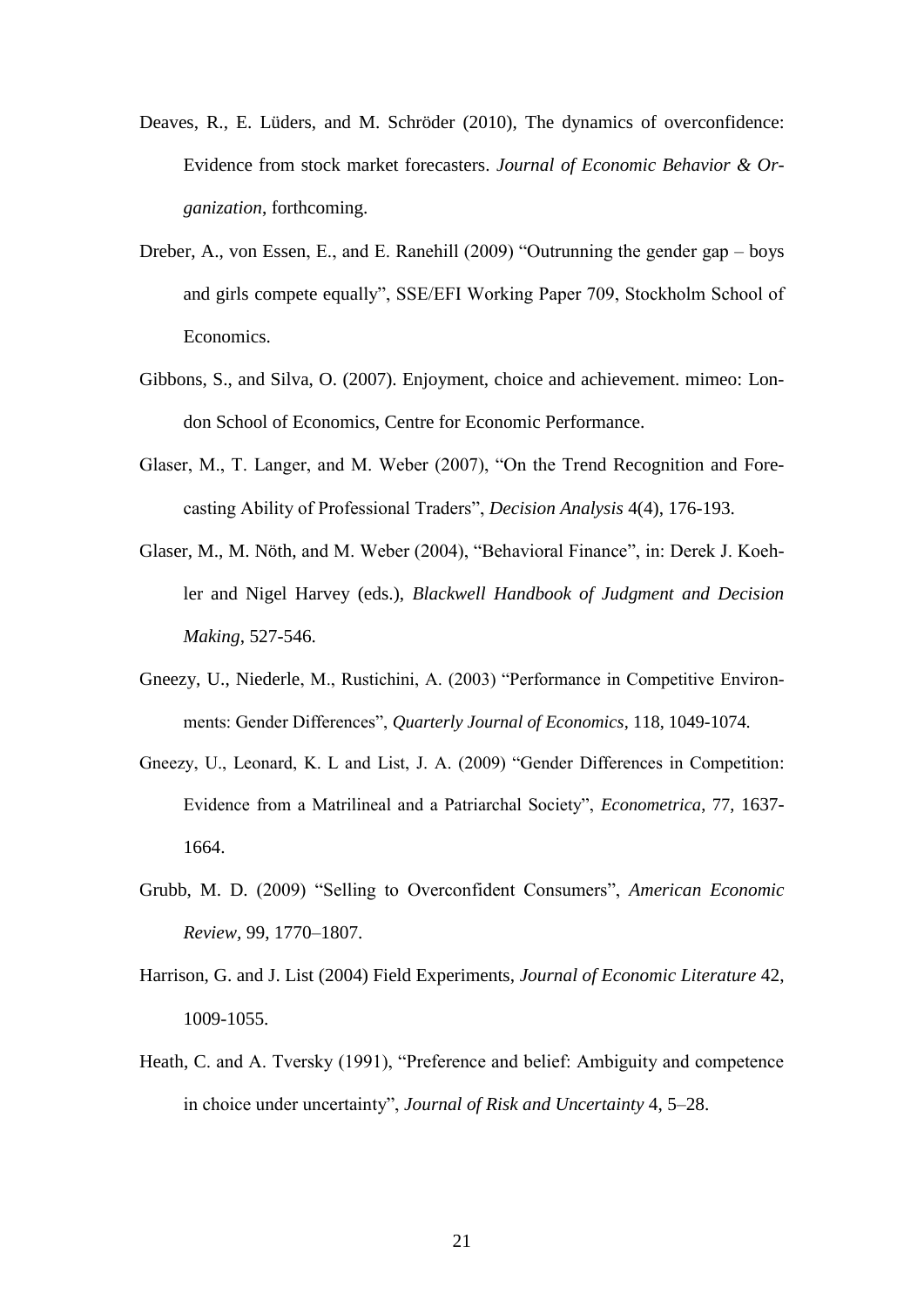Deaves, R., E. Lüders, and M. Schröder (2010), The dynamics of overconfidence: Evidence from stock market forecasters. *Journal of Economic Behavior & Organization*, forthcoming.

Dreber, A., von Essen, E., and E. Ranehill (2009) "Outrunning the gender gap – boys and girls compete equally", SSE/EFI Working Paper 709, Stockholm School of Economics.

Gibbons, S., and Silva, O. (2007). Enjoyment, choice and achievement. mimeo: London School of Economics, Centre for Economic Performance.

Glaser, M., T. Langer, and M. Weber (2007), "On the Trend Recognition and Forecasting Ability of Professional Traders", *Decision Analysis* 4(4), 176-193.

Glaser, M., M. Nöth, and M. Weber (2004), "Behavioral Finance", in: Derek J. Koehler and Nigel Harvey (eds.), *Blackwell Handbook of Judgment and Decision Making*, 527-546.

Gneezy, U., Niederle, M., Rustichini, A. (2003) "Performance in Competitive Environments: Gender Differences", *Quarterly Journal of Economics*, 118, 1049-1074.

Gneezy, U., Leonard, K. L and List, J. A. (2009) "Gender Differences in Competition: Evidence from a Matrilineal and a Patriarchal Society", *Econometrica*, 77, 1637-1664.

Grubb, M. D. (2009) "Selling to Overconfident Consumers", *American Economic Review*, 99, 1770–1807.

Harrison, G. and J. List (2004) Field Experiments, *Journal of Economic Literature* 42, 1009-1055.

Heath, C. and A. Tversky (1991), "Preference and belief: Ambiguity and competence in choice under uncertainty", *Journal of Risk and Uncertainty* 4, 5–28.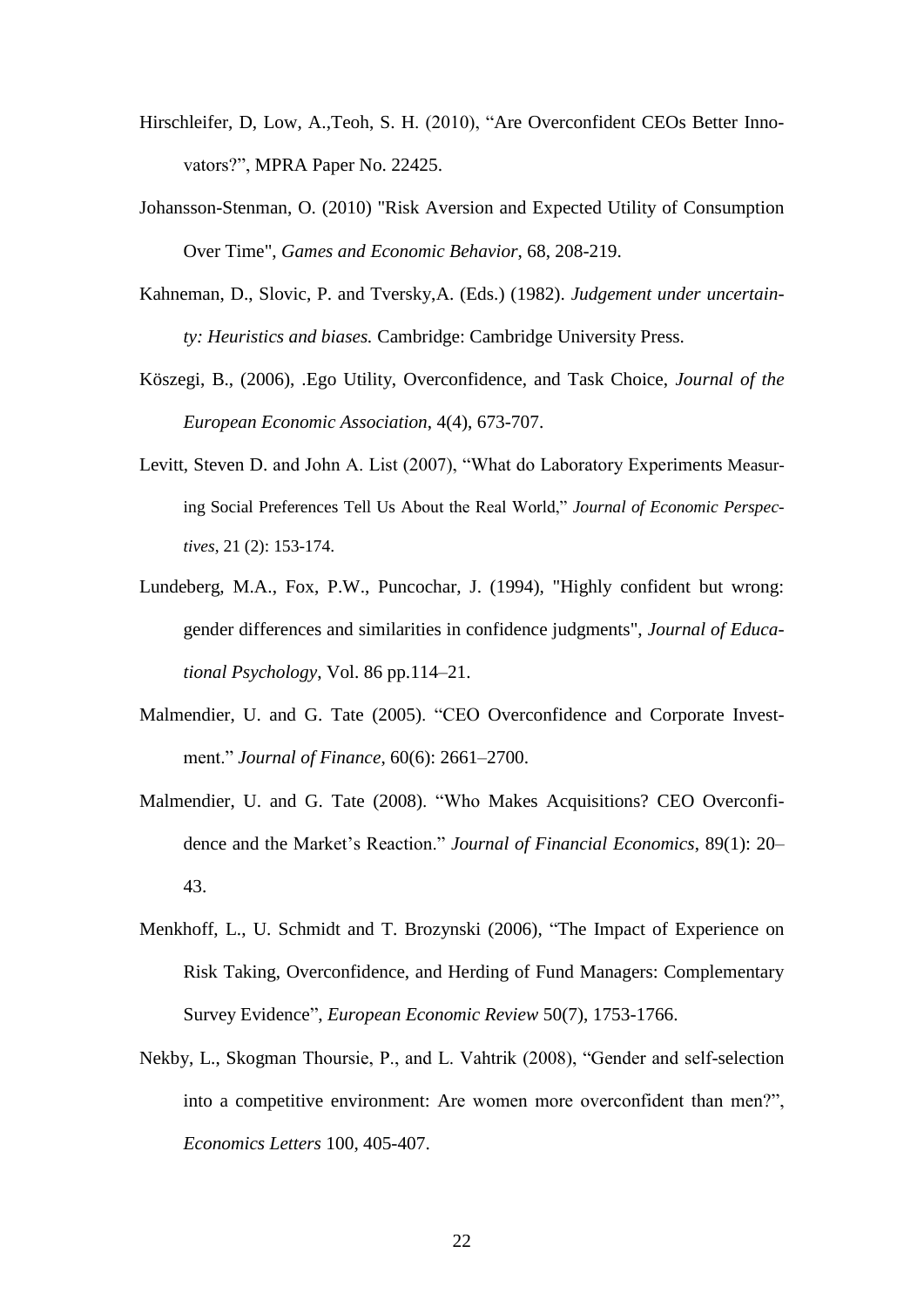Hirschleifer, D, Low, A.,Teoh, S. H. (2010), "Are Overconfident CEOs Better Innovators?", MPRA Paper No. 22425.

Johansson-Stenman, O. (2010) "Risk Aversion and Expected Utility of Consumption Over Time", *Games and Economic Behavior*, 68, 208-219.

Kahneman, D., Slovic, P. and Tversky,A. (Eds.) (1982). *Judgement under uncertainty: Heuristics and biases.* Cambridge: Cambridge University Press.

Köszegi, B., (2006), .Ego Utility, Overconfidence, and Task Choice, *Journal of the European Economic Association*, 4(4), 673-707.

Levitt, Steven D. and John A. List (2007), "What do Laboratory Experiments Measuring Social Preferences Tell Us About the Real World," *Journal of Economic Perspectives*, 21 (2): 153-174.

Lundeberg, M.A., Fox, P.W., Puncochar, J. (1994), "Highly confident but wrong: gender differences and similarities in confidence judgments", *Journal of Educational Psychology*, Vol. 86 pp.114–21.

Malmendier, U. and G. Tate (2005). "CEO Overconfidence and Corporate Investment." *Journal of Finance*, 60(6): 2661–2700.

Malmendier, U. and G. Tate (2008). "Who Makes Acquisitions? CEO Overconfidence and the Market's Reaction." *Journal of Financial Economics*, 89(1): 20–43.

Menkhoff, L., U. Schmidt and T. Brozynski (2006), "The Impact of Experience on Risk Taking, Overconfidence, and Herding of Fund Managers: Complementary Survey Evidence", *European Economic Review* 50(7), 1753-1766.

Nekby, L., Skogman Thoursie, P., and L. Vahtrik (2008), "Gender and self-selection into a competitive environment: Are women more overconfident than men?", *Economics Letters* 100, 405-407.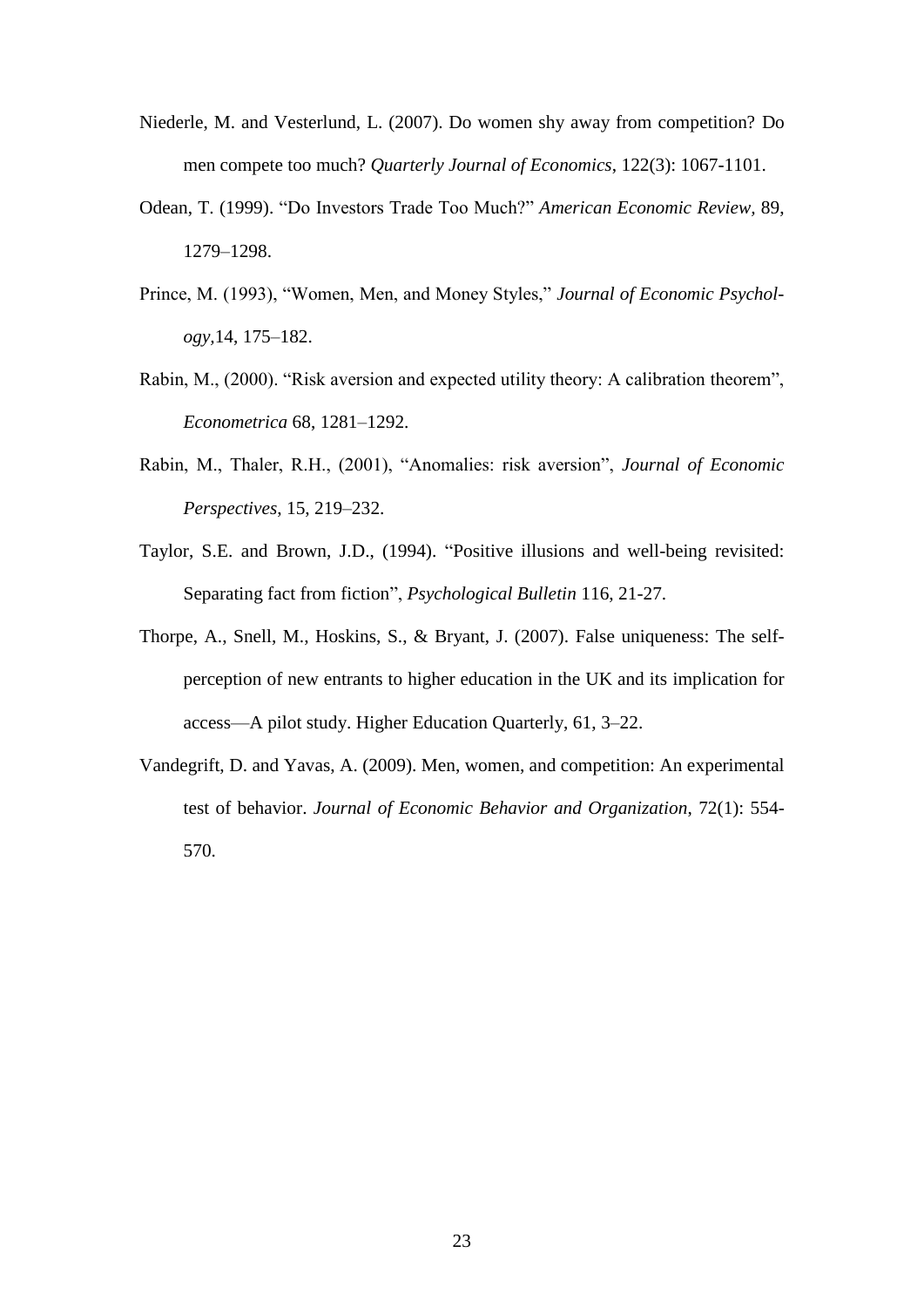Niederle, M. and Vesterlund, L. (2007). Do women shy away from competition? Do men compete too much? *Quarterly Journal of Economics*, 122(3): 1067-1101.

Odean, T. (1999). "Do Investors Trade Too Much?" *American Economic Review,* 89, 1279–1298.

Prince, M. (1993), "Women, Men, and Money Styles," *Journal of Economic Psychology,*14, 175–182.

Rabin, M., (2000). "Risk aversion and expected utility theory: A calibration theorem", *Econometrica* 68, 1281–1292.

Rabin, M., Thaler, R.H., (2001), "Anomalies: risk aversion", *Journal of Economic Perspectives*, 15, 219–232.

Taylor, S.E. and Brown, J.D., (1994). "Positive illusions and well-being revisited: Separating fact from fiction", *Psychological Bulletin* 116, 21-27.

Thorpe, A., Snell, M., Hoskins, S., & Bryant, J. (2007). False uniqueness: The self-perception of new entrants to higher education in the UK and its implication for access—A pilot study. Higher Education Quarterly, 61, 3–22.

Vandegrift, D. and Yavas, A. (2009). Men, women, and competition: An experimental test of behavior. *Journal of Economic Behavior and Organization*, 72(1): 554-570.